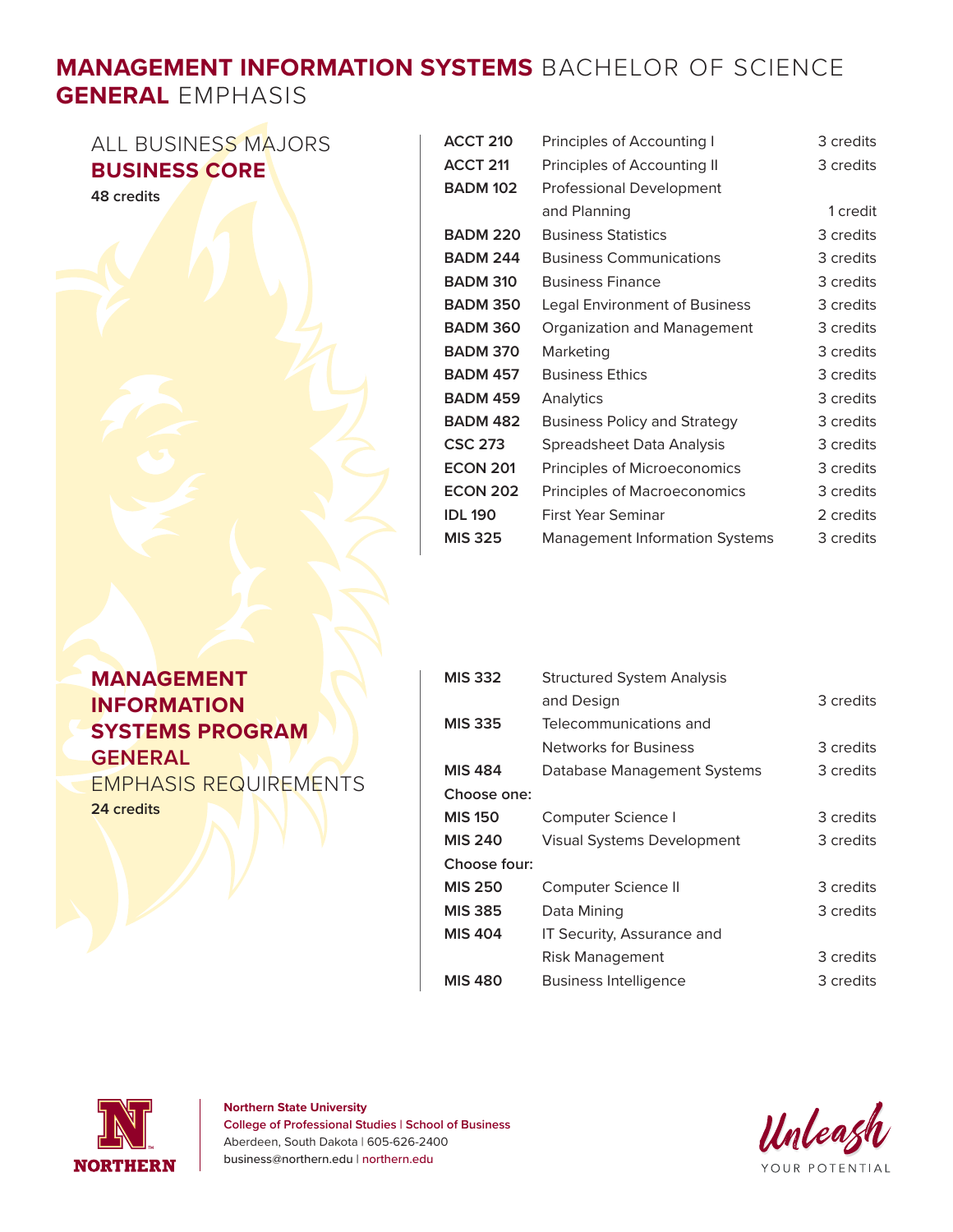# MANAGEMENT INFORMATION SYSTEMS BACHELOR OF SCIENCE GENERAL EMPHASIS

## ALL BUSINESS MAJORS BUSINESS CORE

**48 credits**

| Course | Title | Credits |
|---|---|---|
| **ACCT 210** | Principles of Accounting I | 3 credits |
| **ACCT 211** | Principles of Accounting II | 3 credits |
| **BADM 102** | Professional Development and Planning | 1 credit |
| **BADM 220** | Business Statistics | 3 credits |
| **BADM 244** | Business Communications | 3 credits |
| **BADM 310** | Business Finance | 3 credits |
| **BADM 350** | Legal Environment of Business | 3 credits |
| **BADM 360** | Organization and Management | 3 credits |
| **BADM 370** | Marketing | 3 credits |
| **BADM 457** | Business Ethics | 3 credits |
| **BADM 459** | Analytics | 3 credits |
| **BADM 482** | Business Policy and Strategy | 3 credits |
| **CSC 273** | Spreadsheet Data Analysis | 3 credits |
| **ECON 201** | Principles of Microeconomics | 3 credits |
| **ECON 202** | Principles of Macroeconomics | 3 credits |
| **IDL 190** | First Year Seminar | 2 credits |
| **MIS 325** | Management Information Systems | 3 credits |

## MANAGEMENT INFORMATION SYSTEMS PROGRAM GENERAL EMPHASIS REQUIREMENTS

**24 credits**

| Course | Title | Credits |
|---|---|---|
| **MIS 332** | Structured System Analysis and Design | 3 credits |
| **MIS 335** | Telecommunications and Networks for Business | 3 credits |
| **MIS 484** | Database Management Systems | 3 credits |
| **Choose one:** | | |
| **MIS 150** | Computer Science I | 3 credits |
| **MIS 240** | Visual Systems Development | 3 credits |
| **Choose four:** | | |
| **MIS 250** | Computer Science II | 3 credits |
| **MIS 385** | Data Mining | 3 credits |
| **MIS 404** | IT Security, Assurance and Risk Management | 3 credits |
| **MIS 480** | Business Intelligence | 3 credits |

**Northern State University**
**College of Professional Studies | School of Business**
Aberdeen, South Dakota | 605-626-2400
business@northern.edu | northern.edu

Unleash YOUR POTENTIAL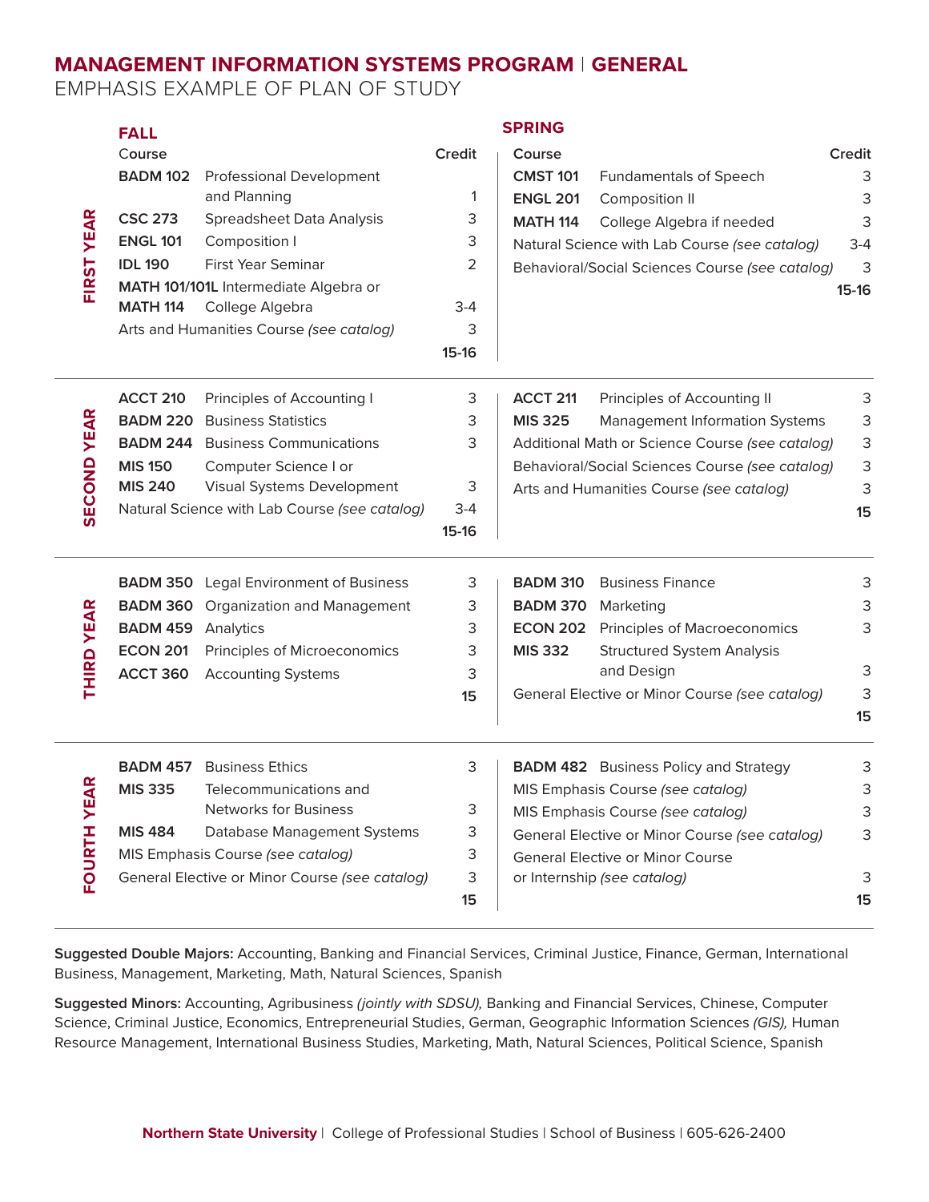# MANAGEMENT INFORMATION SYSTEMS PROGRAM | GENERAL

EMPHASIS EXAMPLE OF PLAN OF STUDY

## FIRST YEAR

| FALL Course | | Credit | SPRING Course | | Credit |
|---|---|---|---|---|---|
| **BADM 102** | Professional Development and Planning | 1 | **CMST 101** | Fundamentals of Speech | 3 |
| **CSC 273** | Spreadsheet Data Analysis | 3 | **ENGL 201** | Composition II | 3 |
| **ENGL 101** | Composition I | 3 | **MATH 114** | College Algebra if needed | 3 |
| **IDL 190** | First Year Seminar | 2 | Natural Science with Lab Course *(see catalog)* | | 3-4 |
| **MATH 101/101L** or **MATH 114** | Intermediate Algebra or College Algebra | 3-4 | Behavioral/Social Sciences Course *(see catalog)* | | 3 |
| Arts and Humanities Course *(see catalog)* | | 3 | | | |
| | | **15-16** | | | **15-16** |

## SECOND YEAR

| FALL Course | | Credit | SPRING Course | | Credit |
|---|---|---|---|---|---|
| **ACCT 210** | Principles of Accounting I | 3 | **ACCT 211** | Principles of Accounting II | 3 |
| **BADM 220** | Business Statistics | 3 | **MIS 325** | Management Information Systems | 3 |
| **BADM 244** | Business Communications | 3 | Additional Math or Science Course *(see catalog)* | | 3 |
| **MIS 150** or **MIS 240** | Computer Science I or Visual Systems Development | 3 | Behavioral/Social Sciences Course *(see catalog)* | | 3 |
| Natural Science with Lab Course *(see catalog)* | | 3-4 | Arts and Humanities Course *(see catalog)* | | 3 |
| | | **15-16** | | | **15** |

## THIRD YEAR

| FALL Course | | Credit | SPRING Course | | Credit |
|---|---|---|---|---|---|
| **BADM 350** | Legal Environment of Business | 3 | **BADM 310** | Business Finance | 3 |
| **BADM 360** | Organization and Management | 3 | **BADM 370** | Marketing | 3 |
| **BADM 459** | Analytics | 3 | **ECON 202** | Principles of Macroeconomics | 3 |
| **ECON 201** | Principles of Microeconomics | 3 | **MIS 332** | Structured System Analysis and Design | 3 |
| **ACCT 360** | Accounting Systems | 3 | General Elective or Minor Course *(see catalog)* | | 3 |
| | | **15** | | | **15** |

## FOURTH YEAR

| FALL Course | | Credit | SPRING Course | | Credit |
|---|---|---|---|---|---|
| **BADM 457** | Business Ethics | 3 | **BADM 482** | Business Policy and Strategy | 3 |
| **MIS 335** | Telecommunications and Networks for Business | 3 | MIS Emphasis Course *(see catalog)* | | 3 |
| **MIS 484** | Database Management Systems | 3 | MIS Emphasis Course *(see catalog)* | | 3 |
| MIS Emphasis Course *(see catalog)* | | 3 | General Elective or Minor Course *(see catalog)* | | 3 |
| General Elective or Minor Course *(see catalog)* | | 3 | General Elective or Minor Course or Internship *(see catalog)* | | 3 |
| | | **15** | | | **15** |

**Suggested Double Majors:** Accounting, Banking and Financial Services, Criminal Justice, Finance, German, International Business, Management, Marketing, Math, Natural Sciences, Spanish

**Suggested Minors:** Accounting, Agribusiness *(jointly with SDSU)*, Banking and Financial Services, Chinese, Computer Science, Criminal Justice, Economics, Entrepreneurial Studies, German, Geographic Information Sciences *(GIS)*, Human Resource Management, International Business Studies, Marketing, Math, Natural Sciences, Political Science, Spanish

**Northern State University** | College of Professional Studies | School of Business | 605-626-2400